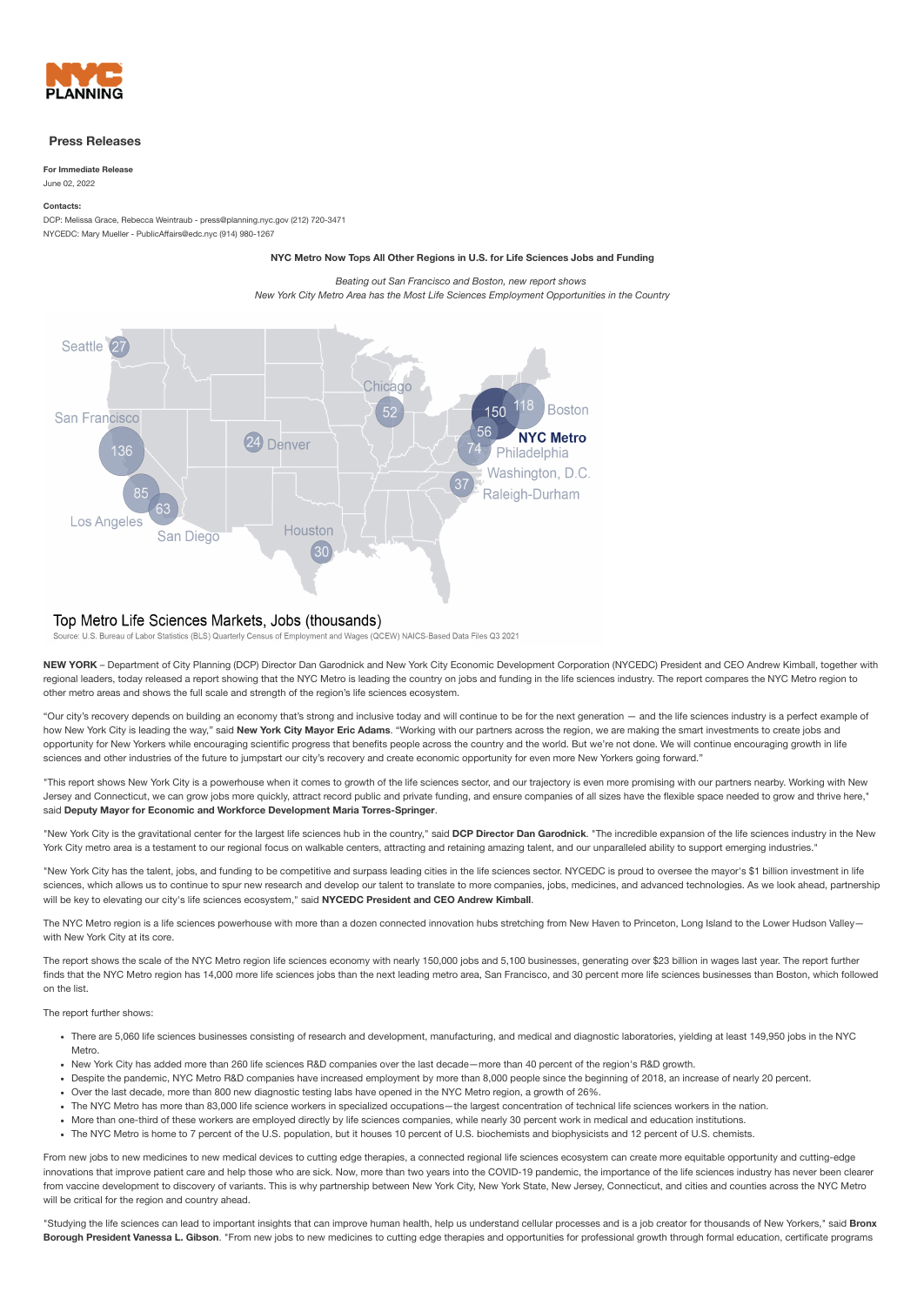NYC PLANNING

## Press Releases

**For Immediate Release**
June 02, 2022

**Contacts:**
DCP: Melissa Grace, Rebecca Weintraub - press@planning.nyc.gov (212) 720-3471
NYCEDC: Mary Mueller - PublicAffairs@edc.nyc (914) 980-1267

### NYC Metro Now Tops All Other Regions in U.S. for Life Sciences Jobs and Funding

*Beating out San Francisco and Boston, new report shows*
*New York City Metro Area has the Most Life Sciences Employment Opportunities in the Country*

Seattle 27, San Francisco 136, Los Angeles 85, San Diego 63, Denver 24, Houston 30, Chicago 52, NYC Metro 150, Boston 118, Philadelphia 56, Washington, D.C. 74, Raleigh-Durham 37

Top Metro Life Sciences Markets, Jobs (thousands)
Source: U.S. Bureau of Labor Statistics (BLS) Quarterly Census of Employment and Wages (QCEW) NAICS-Based Data Files Q3 2021

**NEW YORK** – Department of City Planning (DCP) Director Dan Garodnick and New York City Economic Development Corporation (NYCEDC) President and CEO Andrew Kimball, together with regional leaders, today released a report showing that the NYC Metro is leading the country on jobs and funding in the life sciences industry. The report compares the NYC Metro region to other metro areas and shows the full scale and strength of the region's life sciences ecosystem.

"Our city's recovery depends on building an economy that's strong and inclusive today and will continue to be for the next generation — and the life sciences industry is a perfect example of how New York City is leading the way," said **New York City Mayor Eric Adams**. "Working with our partners across the region, we are making the smart investments to create jobs and opportunity for New Yorkers while encouraging scientific progress that benefits people across the country and the world. But we're not done. We will continue encouraging growth in life sciences and other industries of the future to jumpstart our city's recovery and create economic opportunity for even more New Yorkers going forward."

"This report shows New York City is a powerhouse when it comes to growth of the life sciences sector, and our trajectory is even more promising with our partners nearby. Working with New Jersey and Connecticut, we can grow jobs more quickly, attract record public and private funding, and ensure companies of all sizes have the flexible space needed to grow and thrive here," said **Deputy Mayor for Economic and Workforce Development Maria Torres-Springer**.

"New York City is the gravitational center for the largest life sciences hub in the country," said **DCP Director Dan Garodnick**. "The incredible expansion of the life sciences industry in the New York City metro area is a testament to our regional focus on walkable centers, attracting and retaining amazing talent, and our unparalleled ability to support emerging industries."

"New York City has the talent, jobs, and funding to be competitive and surpass leading cities in the life sciences sector. NYCEDC is proud to oversee the mayor's $1 billion investment in life sciences, which allows us to continue to spur new research and develop our talent to translate to new companies, jobs, medicines, and advanced technologies. As we look ahead, partnership will be key to elevating our city's life sciences ecosystem," said **NYCEDC President and CEO Andrew Kimball**.

The NYC Metro region is a life sciences powerhouse with more than a dozen connected innovation hubs stretching from New Haven to Princeton, Long Island to the Lower Hudson Valley—with New York City at its core.

The report shows the scale of the NYC Metro region life sciences economy with nearly 150,000 jobs and 5,100 businesses, generating over $23 billion in wages last year. The report further finds that the NYC Metro region has 14,000 more life sciences jobs than the next leading metro area, San Francisco, and 30 percent more life sciences businesses than Boston, which followed on the list.

The report further shows:

- There are 5,060 life sciences businesses consisting of research and development, manufacturing, and medical and diagnostic laboratories, yielding at least 149,950 jobs in the NYC Metro.
- New York City has added more than 260 life sciences R&D companies over the last decade—more than 40 percent of the region's R&D growth.
- Despite the pandemic, NYC Metro R&D companies have increased employment by more than 8,000 people since the beginning of 2018, an increase of nearly 20 percent.
- Over the last decade, more than 800 new diagnostic testing labs have opened in the NYC Metro region, a growth of 26%.
- The NYC Metro has more than 83,000 life sciences workers in specialized occupations—the largest concentration of technical life sciences workers in the nation.
- More than one-third of these workers are employed directly by life sciences companies, while nearly 30 percent work in medical and education institutions.
- The NYC Metro is home to 7 percent of the U.S. population, but it houses 10 percent of U.S. biochemists and biophysicists and 12 percent of U.S. chemists.

From new jobs to new medicines to new medical devices to cutting edge therapies, a connected regional life sciences ecosystem can create more equitable opportunity and cutting-edge innovations that improve patient care and help those who are sick. Now, more than two years into the COVID-19 pandemic, the importance of the life sciences industry has never been clearer from vaccine development to discovery of variants. This is why partnership between New York City, New York State, New Jersey, Connecticut, and cities and counties across the NYC Metro will be critical for the region and country ahead.

"Studying the life sciences can lead to important insights that can improve human health, help us understand cellular processes and is a job creator for thousands of New Yorkers," said **Bronx Borough President Vanessa L. Gibson**. "From new jobs to new medicines to cutting edge therapies and opportunities for professional growth through formal education, certificate programs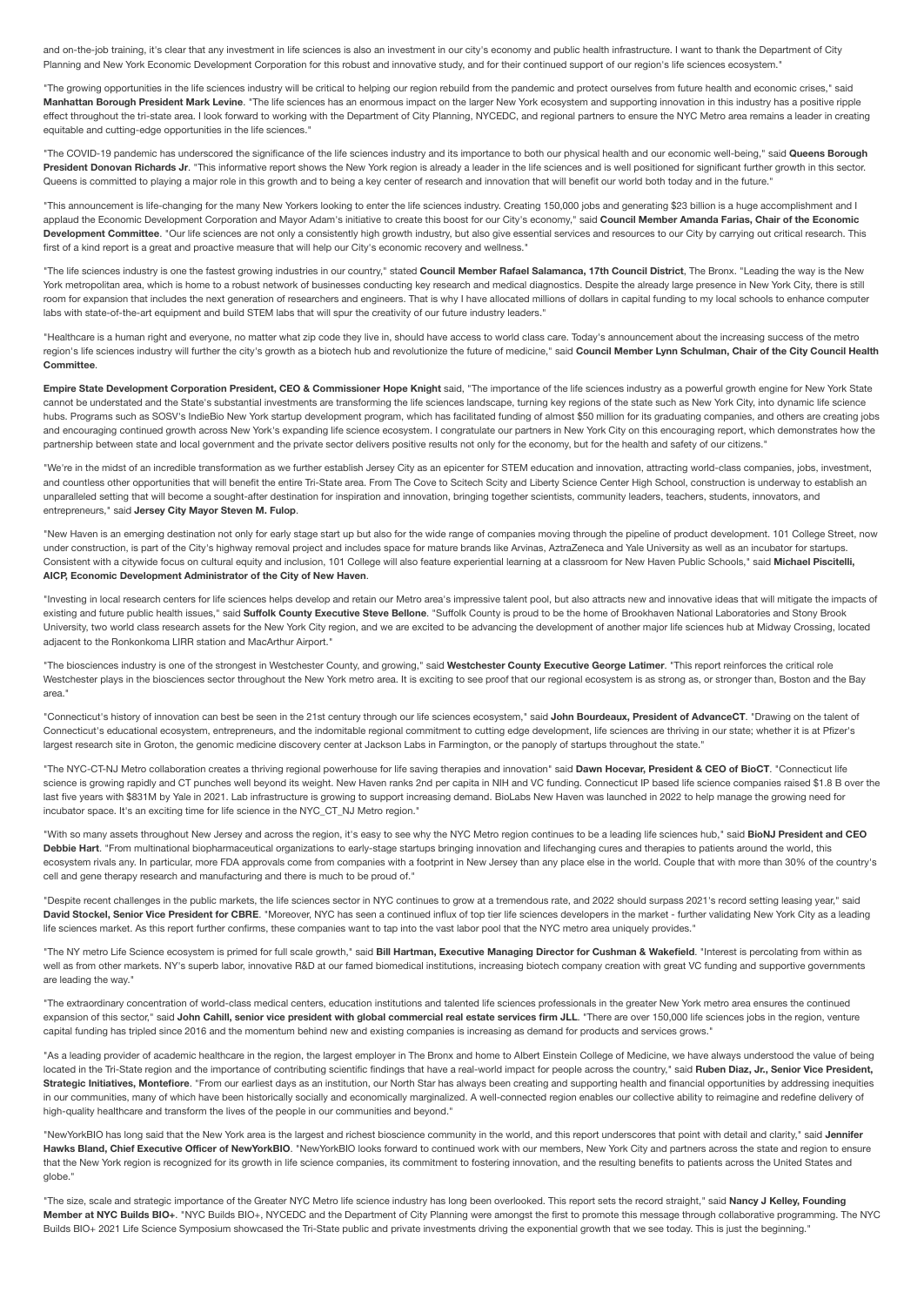and on-the-job training, it's clear that any investment in life sciences is also an investment in our city's economy and public health infrastructure. I want to thank the Department of City Planning and New York Economic Development Corporation for this robust and innovative study, and for their continued support of our region's life sciences ecosystem."

"The growing opportunities in the life sciences industry will be critical to helping our region rebuild from the pandemic and protect ourselves from future health and economic crises," said **Manhattan Borough President Mark Levine**. "The life sciences has an enormous impact on the larger New York ecosystem and supporting innovation in this industry has a positive ripple effect throughout the tri-state area. I look forward to working with the Department of City Planning, NYCEDC, and regional partners to ensure the NYC Metro area remains a leader in creating equitable and cutting-edge opportunities in the life sciences."

"The COVID-19 pandemic has underscored the significance of the life sciences industry and its importance to both our physical health and our economic well-being," said **Queens Borough President Donovan Richards Jr**. "This informative report shows the New York region is already a leader in the life sciences and is well positioned for significant further growth in this sector. Queens is committed to playing a major role in this growth and to being a key center of research and innovation that will benefit our world both today and in the future."

"This announcement is life-changing for the many New Yorkers looking to enter the life sciences industry. Creating 150,000 jobs and generating $23 billion is a huge accomplishment and I applaud the Economic Development Corporation and Mayor Adam's initiative to create this boost for our City's economy," said **Council Member Amanda Farias, Chair of the Economic Development Committee**. "Our life sciences are not only a consistently high growth industry, but also give essential services and resources to our City by carrying out critical research. This first of a kind report is a great and proactive measure that will help our City's economic recovery and wellness."

"The life sciences industry is one the fastest growing industries in our country," stated **Council Member Rafael Salamanca, 17th Council District**, The Bronx. "Leading the way is the New York metropolitan area, which is home to a robust network of businesses conducting key research and medical diagnostics. Despite the already large presence in New York City, there is still room for expansion that includes the next generation of researchers and engineers. That is why I have allocated millions of dollars in capital funding to my local schools to enhance computer labs with state-of-the-art equipment and build STEM labs that will spur the creativity of our future industry leaders."

"Healthcare is a human right and everyone, no matter what zip code they live in, should have access to world class care. Today's announcement about the increasing success of the metro region's life sciences industry will further the city's growth as a biotech hub and revolutionize the future of medicine," said **Council Member Lynn Schulman, Chair of the City Council Health Committee**.

**Empire State Development Corporation President, CEO & Commissioner Hope Knight** said, "The importance of the life sciences industry as a powerful growth engine for New York State cannot be understated and the State's substantial investments are transforming the life sciences landscape, turning key regions of the state such as New York City, into dynamic life science hubs. Programs such as SOSV's IndieBio New York startup development program, which has facilitated funding of almost $50 million for its graduating companies, and others are creating jobs and encouraging continued growth across New York's expanding life science ecosystem. I congratulate our partners in New York City on this encouraging report, which demonstrates how the partnership between state and local government and the private sector delivers positive results not only for the economy, but for the health and safety of our citizens."

"We're in the midst of an incredible transformation as we further establish Jersey City as an epicenter for STEM education and innovation, attracting world-class companies, jobs, investment, and countless other opportunities that will benefit the entire Tri-State area. From The Cove to Scitech Scity and Liberty Science Center High School, construction is underway to establish an unparalleled setting that will become a sought-after destination for inspiration and innovation, bringing together scientists, community leaders, teachers, students, innovators, and entrepreneurs," said **Jersey City Mayor Steven M. Fulop**.

"New Haven is an emerging destination not only for early stage start up but also for the wide range of companies moving through the pipeline of product development. 101 College Street, now under construction, is part of the City's highway removal project and includes space for mature brands like Arvinas, AztraZeneca and Yale University as well as an incubator for startups. Consistent with a citywide focus on cultural equity and inclusion, 101 College will also feature experiential learning at a classroom for New Haven Public Schools," said **Michael Piscitelli, AICP, Economic Development Administrator of the City of New Haven**.

"Investing in local research centers for life sciences helps develop and retain our Metro area's impressive talent pool, but also attracts new and innovative ideas that will mitigate the impacts of existing and future public health issues," said **Suffolk County Executive Steve Bellone**. "Suffolk County is proud to be the home of Brookhaven National Laboratories and Stony Brook University, two world class research assets for the New York City region, and we are excited to be advancing the development of another major life sciences hub at Midway Crossing, located adjacent to the Ronkonkoma LIRR station and MacArthur Airport."

"The biosciences industry is one of the strongest in Westchester County, and growing," said **Westchester County Executive George Latimer**. "This report reinforces the critical role Westchester plays in the biosciences sector throughout the New York metro area. It is exciting to see proof that our regional ecosystem is as strong as, or stronger than, Boston and the Bay area."

"Connecticut's history of innovation can best be seen in the 21st century through our life sciences ecosystem," said **John Bourdeaux, President of AdvanceCT**. "Drawing on the talent of Connecticut's educational ecosystem, entrepreneurs, and the indomitable regional commitment to cutting edge development, life sciences are thriving in our state; whether it is at Pfizer's largest research site in Groton, the genomic medicine discovery center at Jackson Labs in Farmington, or the panoply of startups throughout the state."

"The NYC-CT-NJ Metro collaboration creates a thriving regional powerhouse for life saving therapies and innovation" said **Dawn Hocevar, President & CEO of BioCT**. "Connecticut life science is growing rapidly and CT punches well beyond its weight. New Haven ranks 2nd per capita in NIH and VC funding. Connecticut IP based life science companies raised $1.8 B over the last five years with $831M by Yale in 2021. Lab infrastructure is growing to support increasing demand. BioLabs New Haven was launched in 2022 to help manage the growing need for incubator space. It's an exciting time for life science in the NYC_CT_NJ Metro region."

"With so many assets throughout New Jersey and across the region, it's easy to see why the NYC Metro region continues to be a leading life sciences hub," said **BioNJ President and CEO Debbie Hart**. "From multinational biopharmaceutical organizations to early-stage startups bringing innovation and lifechanging cures and therapies to patients around the world, this ecosystem rivals any. In particular, more FDA approvals come from companies with a footprint in New Jersey than any place else in the world. Couple that with more than 30% of the country's cell and gene therapy research and manufacturing and there is much to be proud of."

"Despite recent challenges in the public markets, the life sciences sector in NYC continues to grow at a tremendous rate, and 2022 should surpass 2021's record setting leasing year," said **David Stockel, Senior Vice President for CBRE**. "Moreover, NYC has seen a continued influx of top tier life sciences developers in the market - further validating New York City as a leading life sciences market. As this report further confirms, these companies want to tap into the vast labor pool that the NYC metro area uniquely provides."

"The NY metro Life Science ecosystem is primed for full scale growth," said **Bill Hartman, Executive Managing Director for Cushman & Wakefield**. "Interest is percolating from within as well as from other markets. NY's superb labor, innovative R&D at our famed biomedical institutions, increasing biotech company creation with great VC funding and supportive governments are leading the way."

"The extraordinary concentration of world-class medical centers, education institutions and talented life sciences professionals in the greater New York metro area ensures the continued expansion of this sector," said **John Cahill, senior vice president with global commercial real estate services firm JLL**. "There are over 150,000 life sciences jobs in the region, venture capital funding has tripled since 2016 and the momentum behind new and existing companies is increasing as demand for products and services grows."

"As a leading provider of academic healthcare in the region, the largest employer in The Bronx and home to Albert Einstein College of Medicine, we have always understood the value of being located in the Tri-State region and the importance of contributing scientific findings that have a real-world impact for people across the country," said **Ruben Diaz, Jr., Senior Vice President, Strategic Initiatives, Montefiore**. "From our earliest days as an institution, our North Star has always been creating and supporting health and financial opportunities by addressing inequities in our communities, many of which have been historically socially and economically marginalized. A well-connected region enables our collective ability to reimagine and redefine delivery of high-quality healthcare and transform the lives of the people in our communities and beyond."

"NewYorkBIO has long said that the New York area is the largest and richest bioscience community in the world, and this report underscores that point with detail and clarity," said **Jennifer Hawks Bland, Chief Executive Officer of NewYorkBIO**. "NewYorkBIO looks forward to continued work with our members, New York City and partners across the state and region to ensure that the New York region is recognized for its growth in life science companies, its commitment to fostering innovation, and the resulting benefits to patients across the United States and globe."

"The size, scale and strategic importance of the Greater NYC Metro life science industry has long been overlooked. This report sets the record straight," said **Nancy J Kelley, Founding Member at NYC Builds BIO+**. "NYC Builds BIO+, NYCEDC and the Department of City Planning were amongst the first to promote this message through collaborative programming. The NYC Builds BIO+ 2021 Life Science Symposium showcased the Tri-State public and private investments driving the exponential growth that we see today. This is just the beginning."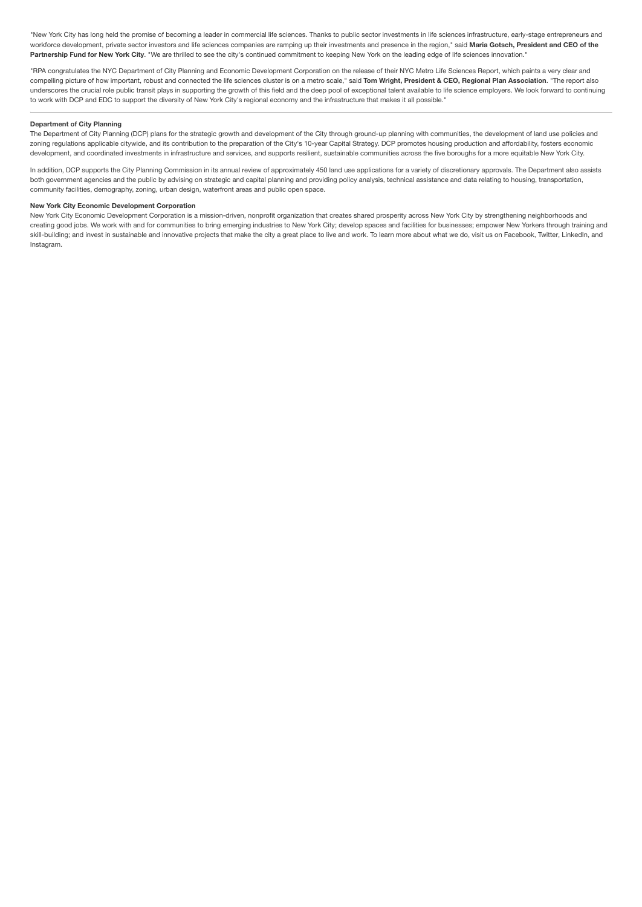"New York City has long held the promise of becoming a leader in commercial life sciences. Thanks to public sector investments in life sciences infrastructure, early-stage entrepreneurs and workforce development, private sector investors and life sciences companies are ramping up their investments and presence in the region," said **Maria Gotsch, President and CEO of the Partnership Fund for New York City**. "We are thrilled to see the city's continued commitment to keeping New York on the leading edge of life sciences innovation."

"RPA congratulates the NYC Department of City Planning and Economic Development Corporation on the release of their NYC Metro Life Sciences Report, which paints a very clear and compelling picture of how important, robust and connected the life sciences cluster is on a metro scale," said **Tom Wright, President & CEO, Regional Plan Association**. "The report also underscores the crucial role public transit plays in supporting the growth of this field and the deep pool of exceptional talent available to life science employers. We look forward to continuing to work with DCP and EDC to support the diversity of New York City's regional economy and the infrastructure that makes it all possible."

---

**Department of City Planning**

The Department of City Planning (DCP) plans for the strategic growth and development of the City through ground-up planning with communities, the development of land use policies and zoning regulations applicable citywide, and its contribution to the preparation of the City's 10-year Capital Strategy. DCP promotes housing production and affordability, fosters economic development, and coordinated investments in infrastructure and services, and supports resilient, sustainable communities across the five boroughs for a more equitable New York City.

In addition, DCP supports the City Planning Commission in its annual review of approximately 450 land use applications for a variety of discretionary approvals. The Department also assists both government agencies and the public by advising on strategic and capital planning and providing policy analysis, technical assistance and data relating to housing, transportation, community facilities, demography, zoning, urban design, waterfront areas and public open space.

**New York City Economic Development Corporation**

New York City Economic Development Corporation is a mission-driven, nonprofit organization that creates shared prosperity across New York City by strengthening neighborhoods and creating good jobs. We work with and for communities to bring emerging industries to New York City; develop spaces and facilities for businesses; empower New Yorkers through training and skill-building; and invest in sustainable and innovative projects that make the city a great place to live and work. To learn more about what we do, visit us on Facebook, Twitter, LinkedIn, and Instagram.